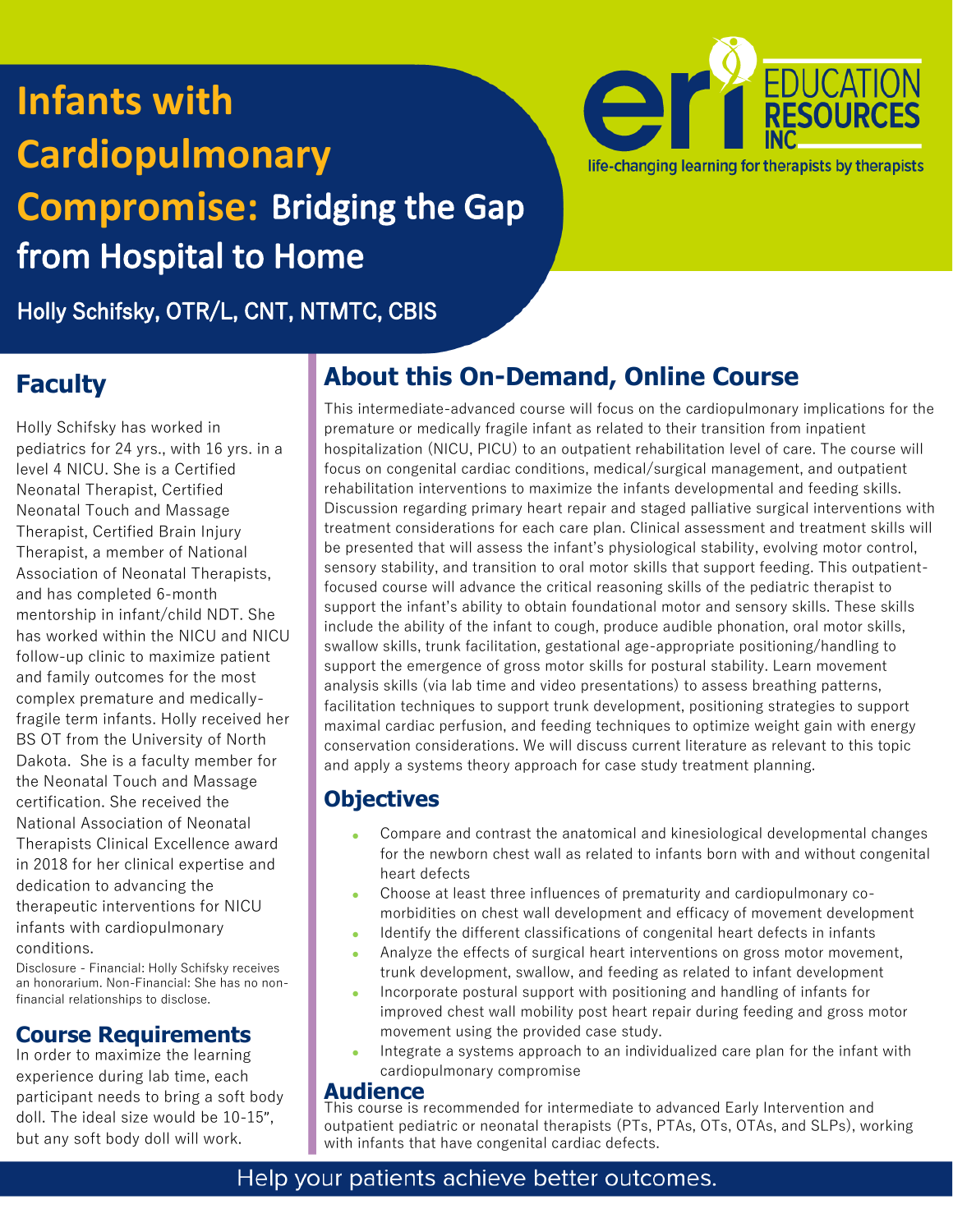# Infants with Cardiopulmonary Compromise: Bridging the Gap from Hospital to Home

Holly Schifsky, OTR/L, CNT, NTMTC, CBIS

EDUCATION RESOURCES INC

life-changing learning for therapists by therapists

## Faculty

Holly Schifsky has worked in pediatrics for 24 yrs., with 16 yrs. in a level 4 NICU. She is a Certified Neonatal Therapist, Certified Neonatal Touch and Massage Therapist, Certified Brain Injury Therapist, a member of National Association of Neonatal Therapists, and has completed 6-month mentorship in infant/child NDT. She has worked within the NICU and NICU follow-up clinic to maximize patient and family outcomes for the most complex premature and medically-fragile term infants. Holly received her BS OT from the University of North Dakota. She is a faculty member for the Neonatal Touch and Massage certification. She received the National Association of Neonatal Therapists Clinical Excellence award in 2018 for her clinical expertise and dedication to advancing the therapeutic interventions for NICU infants with cardiopulmonary conditions.

Disclosure - Financial: Holly Schifsky receives an honorarium. Non-Financial: She has no non-financial relationships to disclose.

## Course Requirements

In order to maximize the learning experience during lab time, each participant needs to bring a soft body doll. The ideal size would be 10-15", but any soft body doll will work.

## About this On-Demand, Online Course

This intermediate-advanced course will focus on the cardiopulmonary implications for the premature or medically fragile infant as related to their transition from inpatient hospitalization (NICU, PICU) to an outpatient rehabilitation level of care. The course will focus on congenital cardiac conditions, medical/surgical management, and outpatient rehabilitation interventions to maximize the infants developmental and feeding skills. Discussion regarding primary heart repair and staged palliative surgical interventions with treatment considerations for each care plan. Clinical assessment and treatment skills will be presented that will assess the infant's physiological stability, evolving motor control, sensory stability, and transition to oral motor skills that support feeding. This outpatient-focused course will advance the critical reasoning skills of the pediatric therapist to support the infant's ability to obtain foundational motor and sensory skills. These skills include the ability of the infant to cough, produce audible phonation, oral motor skills, swallow skills, trunk facilitation, gestational age-appropriate positioning/handling to support the emergence of gross motor skills for postural stability. Learn movement analysis skills (via lab time and video presentations) to assess breathing patterns, facilitation techniques to support trunk development, positioning strategies to support maximal cardiac perfusion, and feeding techniques to optimize weight gain with energy conservation considerations. We will discuss current literature as relevant to this topic and apply a systems theory approach for case study treatment planning.

## Objectives

- Compare and contrast the anatomical and kinesiological developmental changes for the newborn chest wall as related to infants born with and without congenital heart defects
- Choose at least three influences of prematurity and cardiopulmonary co-morbidities on chest wall development and efficacy of movement development
- Identify the different classifications of congenital heart defects in infants
- Analyze the effects of surgical heart interventions on gross motor movement, trunk development, swallow, and feeding as related to infant development
- Incorporate postural support with positioning and handling of infants for improved chest wall mobility post heart repair during feeding and gross motor movement using the provided case study.
- Integrate a systems approach to an individualized care plan for the infant with cardiopulmonary compromise

## Audience

This course is recommended for intermediate to advanced Early Intervention and outpatient pediatric or neonatal therapists (PTs, PTAs, OTs, OTAs, and SLPs), working with infants that have congenital cardiac defects.

Help your patients achieve better outcomes.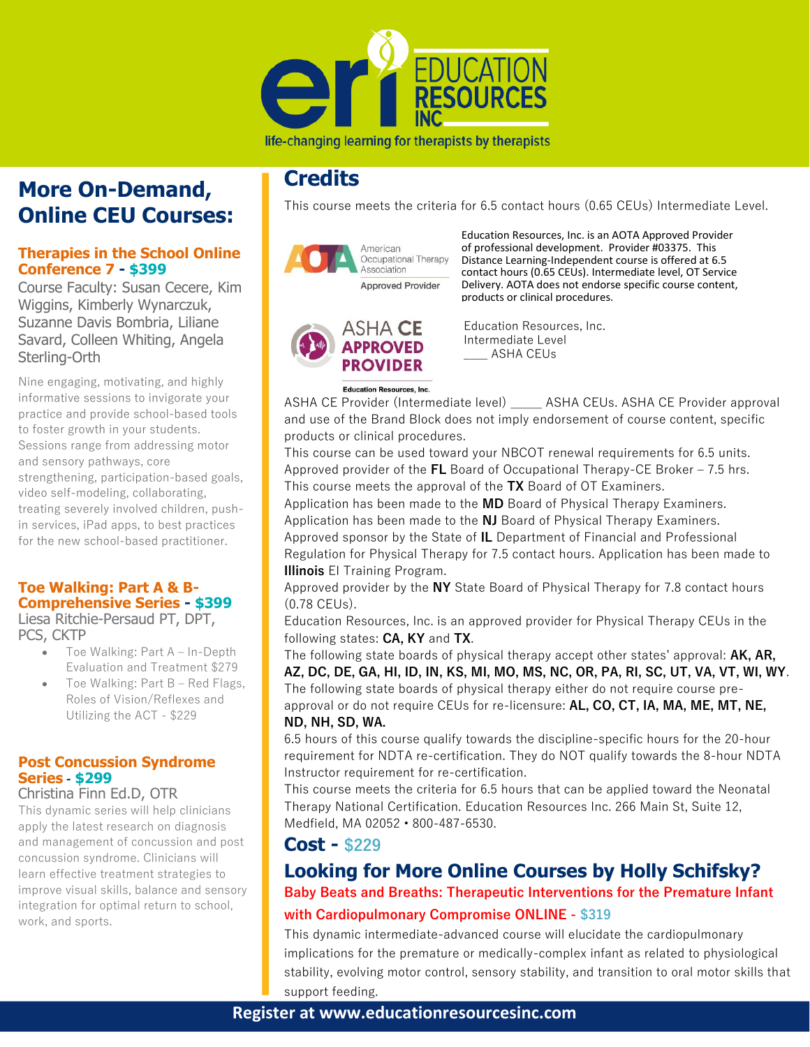EDUCATION RESOURCES INC

life-changing learning for therapists by therapists

## More On-Demand, Online CEU Courses:

### Therapies in the School Online Conference 7 - $399

Course Faculty: Susan Cecere, Kim Wiggins, Kimberly Wynarczuk, Suzanne Davis Bombria, Liliane Savard, Colleen Whiting, Angela Sterling-Orth

Nine engaging, motivating, and highly informative sessions to invigorate your practice and provide school-based tools to foster growth in your students. Sessions range from addressing motor and sensory pathways, core strengthening, participation-based goals, video self-modeling, collaborating, treating severely involved children, push-in services, iPad apps, to best practices for the new school-based practitioner.

### Toe Walking: Part A & B-Comprehensive Series - $399

Liesa Ritchie-Persaud PT, DPT, PCS, CKTP

- Toe Walking: Part A – In-Depth Evaluation and Treatment $279
- Toe Walking: Part B – Red Flags, Roles of Vision/Reflexes and Utilizing the ACT - $229

### Post Concussion Syndrome Series - $299

Christina Finn Ed.D, OTR

This dynamic series will help clinicians apply the latest research on diagnosis and management of concussion and post concussion syndrome. Clinicians will learn effective treatment strategies to improve visual skills, balance and sensory integration for optimal return to school, work, and sports.

## Credits

This course meets the criteria for 6.5 contact hours (0.65 CEUs) Intermediate Level.

AOTA American Occupational Therapy Association Approved Provider

Education Resources, Inc. is an AOTA Approved Provider of professional development. Provider #03375. This Distance Learning-Independent course is offered at 6.5 contact hours (0.65 CEUs). Intermediate level, OT Service Delivery. AOTA does not endorse specific course content, products or clinical procedures.

ASHA CE APPROVED PROVIDER

Education Resources, Inc.

Education Resources, Inc.
Intermediate Level
____ ASHA CEUs

ASHA CE Provider (Intermediate level) _____ ASHA CEUs. ASHA CE Provider approval and use of the Brand Block does not imply endorsement of course content, specific products or clinical procedures.

This course can be used toward your NBCOT renewal requirements for 6.5 units.

Approved provider of the **FL** Board of Occupational Therapy-CE Broker – 7.5 hrs.

This course meets the approval of the **TX** Board of OT Examiners.

Application has been made to the **MD** Board of Physical Therapy Examiners.

Application has been made to the **NJ** Board of Physical Therapy Examiners.

Approved sponsor by the State of **IL** Department of Financial and Professional Regulation for Physical Therapy for 7.5 contact hours. Application has been made to **Illinois** EI Training Program.

Approved provider by the **NY** State Board of Physical Therapy for 7.8 contact hours (0.78 CEUs).

Education Resources, Inc. is an approved provider for Physical Therapy CEUs in the following states: **CA, KY** and **TX**.

The following state boards of physical therapy accept other states' approval: **AK, AR, AZ, DC, DE, GA, HI, ID, IN, KS, MI, MO, MS, NC, OR, PA, RI, SC, UT, VA, VT, WI, WY**.

The following state boards of physical therapy either do not require course pre-approval or do not require CEUs for re-licensure: **AL, CO, CT, IA, MA, ME, MT, NE, ND, NH, SD, WA.**

6.5 hours of this course qualify towards the discipline-specific hours for the 20-hour requirement for NDTA re-certification. They do NOT qualify towards the 8-hour NDTA Instructor requirement for re-certification.

This course meets the criteria for 6.5 hours that can be applied toward the Neonatal Therapy National Certification. Education Resources Inc. 266 Main St, Suite 12, Medfield, MA 02052 • 800-487-6530.

## Cost - $229

## Looking for More Online Courses by Holly Schifsky?

### Baby Beats and Breaths: Therapeutic Interventions for the Premature Infant with Cardiopulmonary Compromise ONLINE - $319

This dynamic intermediate-advanced course will elucidate the cardiopulmonary implications for the premature or medically-complex infant as related to physiological stability, evolving motor control, sensory stability, and transition to oral motor skills that support feeding.

**Register at www.educationresourcesinc.com**